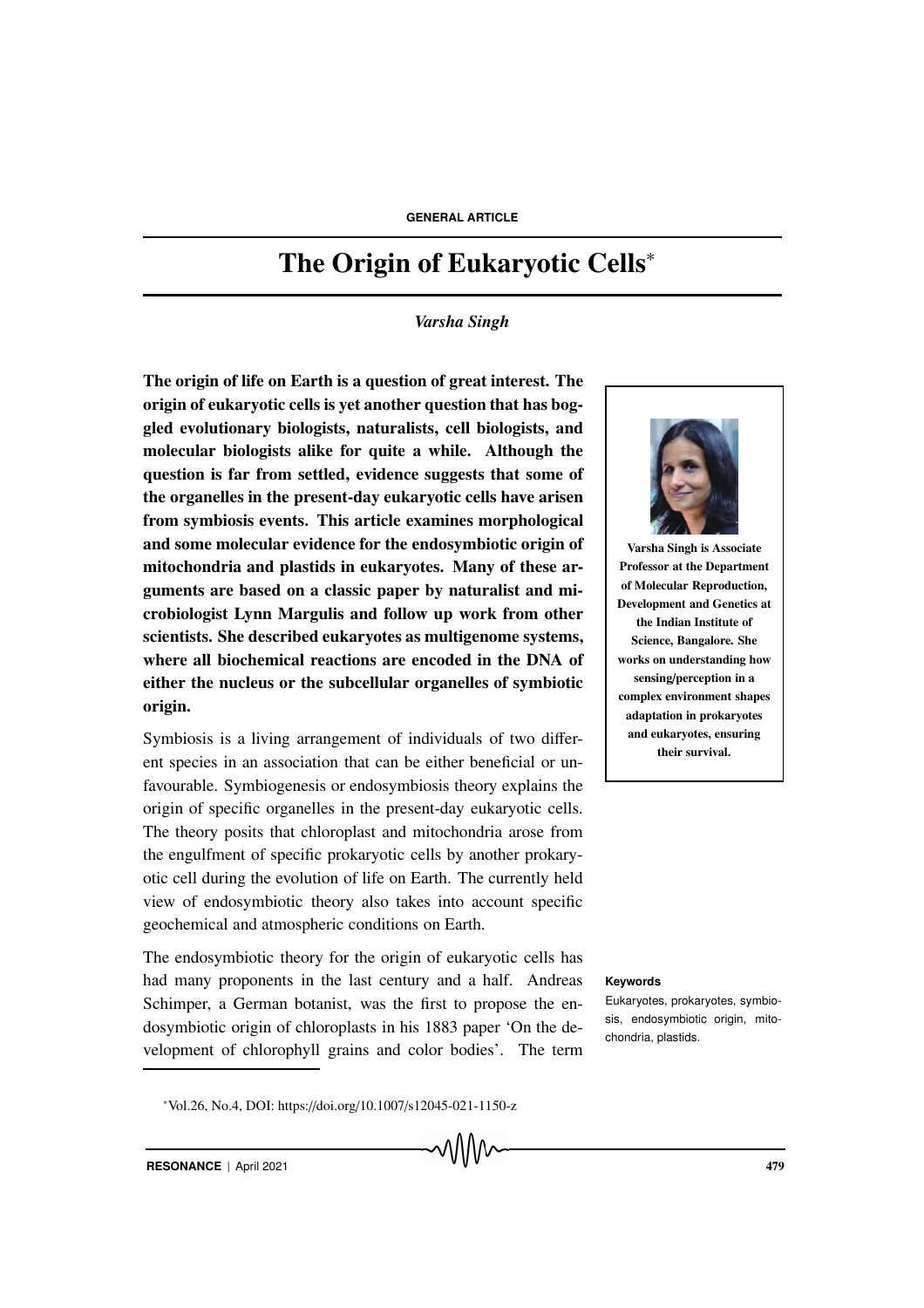GENERAL ARTICLE

# The Origin of Eukaryotic Cells[*]

*Varsha Singh*

**The origin of life on Earth is a question of great interest. The origin of eukaryotic cells is yet another question that has boggled evolutionary biologists, naturalists, cell biologists, and molecular biologists alike for quite a while. Although the question is far from settled, evidence suggests that some of the organelles in the present-day eukaryotic cells have arisen from symbiosis events. This article examines morphological and some molecular evidence for the endosymbiotic origin of mitochondria and plastids in eukaryotes. Many of these arguments are based on a classic paper by naturalist and microbiologist Lynn Margulis and follow up work from other scientists. She described eukaryotes as multigenome systems, where all biochemical reactions are encoded in the DNA of either the nucleus or the subcellular organelles of symbiotic origin.**

**Varsha Singh is Associate Professor at the Department of Molecular Reproduction, Development and Genetics at the Indian Institute of Science, Bangalore. She works on understanding how sensing/perception in a complex environment shapes adaptation in prokaryotes and eukaryotes, ensuring their survival.**

Symbiosis is a living arrangement of individuals of two different species in an association that can be either beneficial or unfavourable. Symbiogenesis or endosymbiosis theory explains the origin of specific organelles in the present-day eukaryotic cells. The theory posits that chloroplast and mitochondria arose from the engulfment of specific prokaryotic cells by another prokaryotic cell during the evolution of life on Earth. The currently held view of endosymbiotic theory also takes into account specific geochemical and atmospheric conditions on Earth.

The endosymbiotic theory for the origin of eukaryotic cells has had many proponents in the last century and a half. Andreas Schimper, a German botanist, was the first to propose the endosymbiotic origin of chloroplasts in his 1883 paper 'On the development of chlorophyll grains and color bodies'. The term

**Keywords**

Eukaryotes, prokaryotes, symbiosis, endosymbiotic origin, mitochondria, plastids.

[*] Vol.26, No.4, DOI: https://doi.org/10.1007/s12045-021-1150-z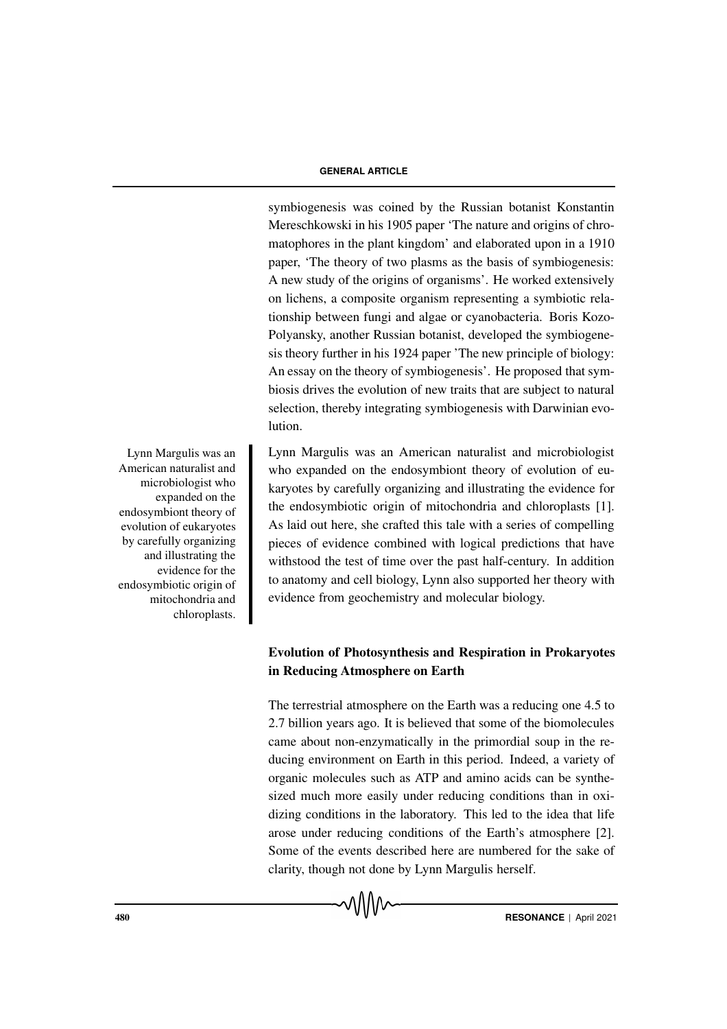symbiogenesis was coined by the Russian botanist Konstantin Mereschkowski in his 1905 paper 'The nature and origins of chromatophores in the plant kingdom' and elaborated upon in a 1910 paper, 'The theory of two plasms as the basis of symbiogenesis: A new study of the origins of organisms'. He worked extensively on lichens, a composite organism representing a symbiotic relationship between fungi and algae or cyanobacteria. Boris Kozo-Polyansky, another Russian botanist, developed the symbiogenesis theory further in his 1924 paper 'The new principle of biology: An essay on the theory of symbiogenesis'. He proposed that symbiosis drives the evolution of new traits that are subject to natural selection, thereby integrating symbiogenesis with Darwinian evolution.

Lynn Margulis was an American naturalist and microbiologist who expanded on the endosymbiont theory of evolution of eukaryotes by carefully organizing and illustrating the evidence for the endosymbiotic origin of mitochondria and chloroplasts.

Lynn Margulis was an American naturalist and microbiologist who expanded on the endosymbiont theory of evolution of eukaryotes by carefully organizing and illustrating the evidence for the endosymbiotic origin of mitochondria and chloroplasts [1]. As laid out here, she crafted this tale with a series of compelling pieces of evidence combined with logical predictions that have withstood the test of time over the past half-century. In addition to anatomy and cell biology, Lynn also supported her theory with evidence from geochemistry and molecular biology.

## Evolution of Photosynthesis and Respiration in Prokaryotes in Reducing Atmosphere on Earth

The terrestrial atmosphere on the Earth was a reducing one 4.5 to 2.7 billion years ago. It is believed that some of the biomolecules came about non-enzymatically in the primordial soup in the reducing environment on Earth in this period. Indeed, a variety of organic molecules such as ATP and amino acids can be synthesized much more easily under reducing conditions than in oxidizing conditions in the laboratory. This led to the idea that life arose under reducing conditions of the Earth's atmosphere [2]. Some of the events described here are numbered for the sake of clarity, though not done by Lynn Margulis herself.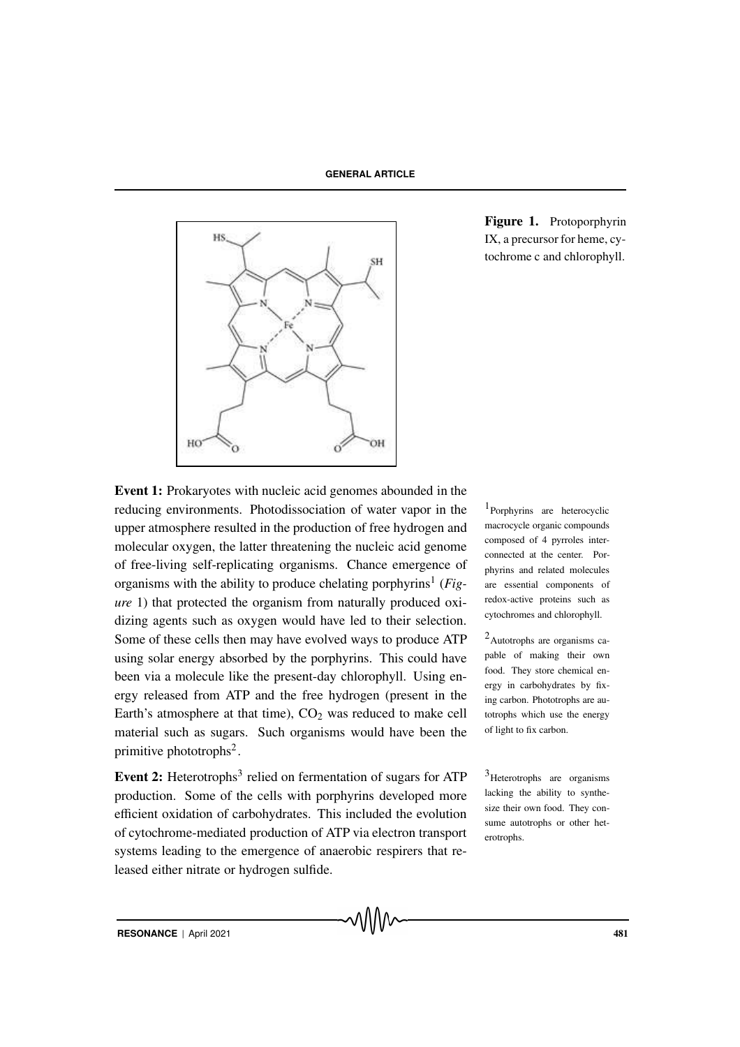Figure 1. Protoporphyrin IX, a precursor for heme, cytochrome c and chlorophyll.

**Event 1:** Prokaryotes with nucleic acid genomes abounded in the reducing environments. Photodissociation of water vapor in the upper atmosphere resulted in the production of free hydrogen and molecular oxygen, the latter threatening the nucleic acid genome of free-living self-replicating organisms. Chance emergence of organisms with the ability to produce chelating porphyrins[1] (*Figure* 1) that protected the organism from naturally produced oxidizing agents such as oxygen would have led to their selection. Some of these cells then may have evolved ways to produce ATP using solar energy absorbed by the porphyrins. This could have been via a molecule like the present-day chlorophyll. Using energy released from ATP and the free hydrogen (present in the Earth's atmosphere at that time), $CO_2$ was reduced to make cell material such as sugars. Such organisms would have been the primitive phototrophs[2].

[1] Porphyrins are heterocyclic macrocycle organic compounds composed of 4 pyrroles interconnected at the center. Porphyrins and related molecules are essential components of redox-active proteins such as cytochromes and chlorophyll.

[2] Autotrophs are organisms capable of making their own food. They store chemical energy in carbohydrates by fixing carbon. Phototrophs are autotrophs which use the energy of light to fix carbon.

**Event 2:** Heterotrophs[3] relied on fermentation of sugars for ATP production. Some of the cells with porphyrins developed more efficient oxidation of carbohydrates. This included the evolution of cytochrome-mediated production of ATP via electron transport systems leading to the emergence of anaerobic respirers that released either nitrate or hydrogen sulfide.

[3] Heterotrophs are organisms lacking the ability to synthesize their own food. They consume autotrophs or other heterotrophs.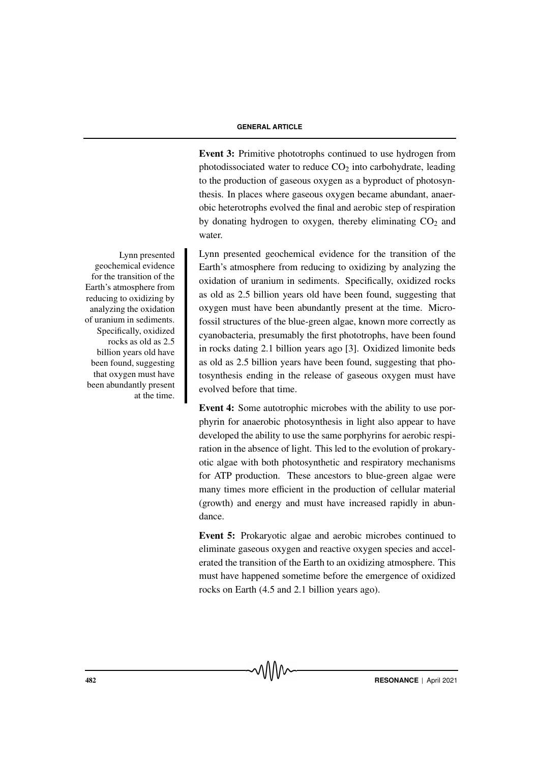**Event 3:** Primitive phototrophs continued to use hydrogen from photodissociated water to reduce $CO_2$ into carbohydrate, leading to the production of gaseous oxygen as a byproduct of photosynthesis. In places where gaseous oxygen became abundant, anaerobic heterotrophs evolved the final and aerobic step of respiration by donating hydrogen to oxygen, thereby eliminating $CO_2$ and water.

Lynn presented geochemical evidence for the transition of the Earth's atmosphere from reducing to oxidizing by analyzing the oxidation of uranium in sediments. Specifically, oxidized rocks as old as 2.5 billion years old have been found, suggesting that oxygen must have been abundantly present at the time.

Lynn presented geochemical evidence for the transition of the Earth's atmosphere from reducing to oxidizing by analyzing the oxidation of uranium in sediments. Specifically, oxidized rocks as old as 2.5 billion years old have been found, suggesting that oxygen must have been abundantly present at the time. Microfossil structures of the blue-green algae, known more correctly as cyanobacteria, presumably the first phototrophs, have been found in rocks dating 2.1 billion years ago [3]. Oxidized limonite beds as old as 2.5 billion years have been found, suggesting that photosynthesis ending in the release of gaseous oxygen must have evolved before that time.

**Event 4:** Some autotrophic microbes with the ability to use porphyrin for anaerobic photosynthesis in light also appear to have developed the ability to use the same porphyrins for aerobic respiration in the absence of light. This led to the evolution of prokaryotic algae with both photosynthetic and respiratory mechanisms for ATP production. These ancestors to blue-green algae were many times more efficient in the production of cellular material (growth) and energy and must have increased rapidly in abundance.

**Event 5:** Prokaryotic algae and aerobic microbes continued to eliminate gaseous oxygen and reactive oxygen species and accelerated the transition of the Earth to an oxidizing atmosphere. This must have happened sometime before the emergence of oxidized rocks on Earth (4.5 and 2.1 billion years ago).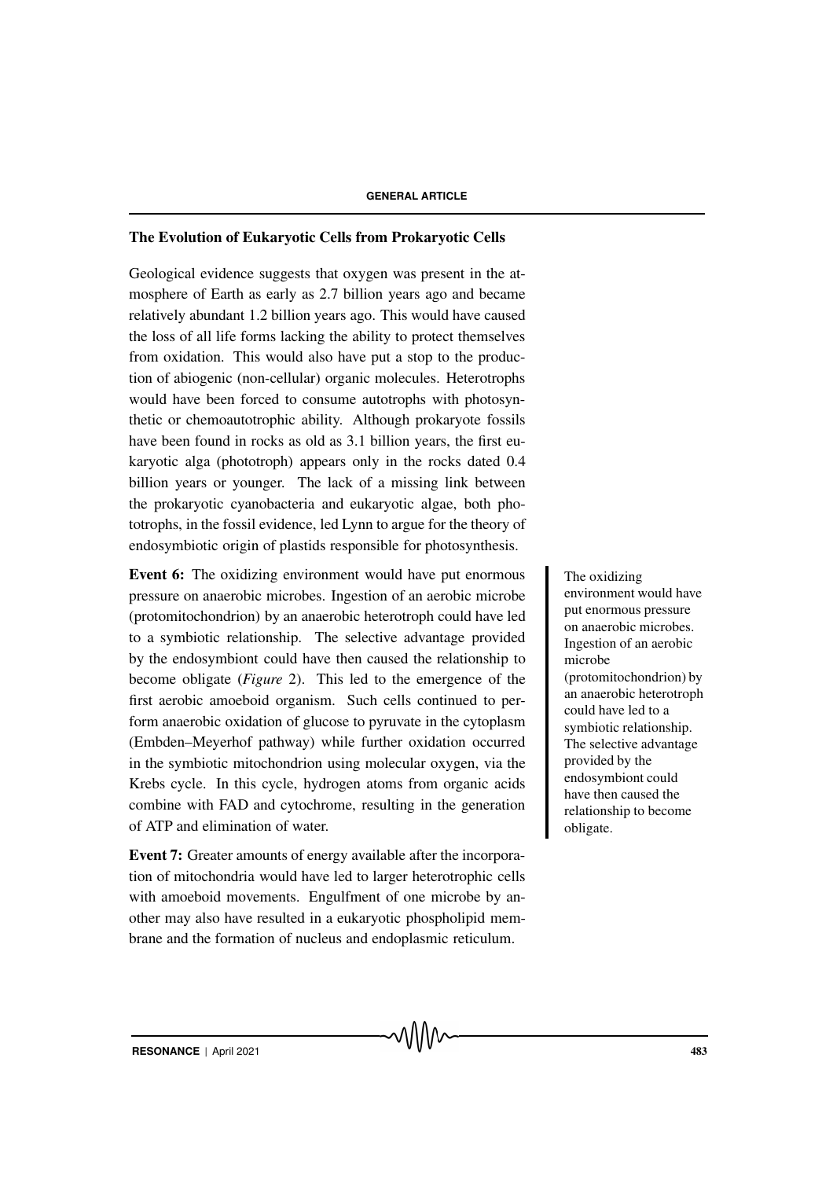## The Evolution of Eukaryotic Cells from Prokaryotic Cells

Geological evidence suggests that oxygen was present in the atmosphere of Earth as early as 2.7 billion years ago and became relatively abundant 1.2 billion years ago. This would have caused the loss of all life forms lacking the ability to protect themselves from oxidation. This would also have put a stop to the production of abiogenic (non-cellular) organic molecules. Heterotrophs would have been forced to consume autotrophs with photosynthetic or chemoautotrophic ability. Although prokaryote fossils have been found in rocks as old as 3.1 billion years, the first eukaryotic alga (phototroph) appears only in the rocks dated 0.4 billion years or younger. The lack of a missing link between the prokaryotic cyanobacteria and eukaryotic algae, both phototrophs, in the fossil evidence, led Lynn to argue for the theory of endosymbiotic origin of plastids responsible for photosynthesis.

**Event 6:** The oxidizing environment would have put enormous pressure on anaerobic microbes. Ingestion of an aerobic microbe (protomitochondrion) by an anaerobic heterotroph could have led to a symbiotic relationship. The selective advantage provided by the endosymbiont could have then caused the relationship to become obligate (*Figure* 2). This led to the emergence of the first aerobic amoeboid organism. Such cells continued to perform anaerobic oxidation of glucose to pyruvate in the cytoplasm (Embden–Meyerhof pathway) while further oxidation occurred in the symbiotic mitochondrion using molecular oxygen, via the Krebs cycle. In this cycle, hydrogen atoms from organic acids combine with FAD and cytochrome, resulting in the generation of ATP and elimination of water.

> The oxidizing environment would have put enormous pressure on anaerobic microbes. Ingestion of an aerobic microbe (protomitochondrion) by an anaerobic heterotroph could have led to a symbiotic relationship. The selective advantage provided by the endosymbiont could have then caused the relationship to become obligate.

**Event 7:** Greater amounts of energy available after the incorporation of mitochondria would have led to larger heterotrophic cells with amoeboid movements. Engulfment of one microbe by another may also have resulted in a eukaryotic phospholipid membrane and the formation of nucleus and endoplasmic reticulum.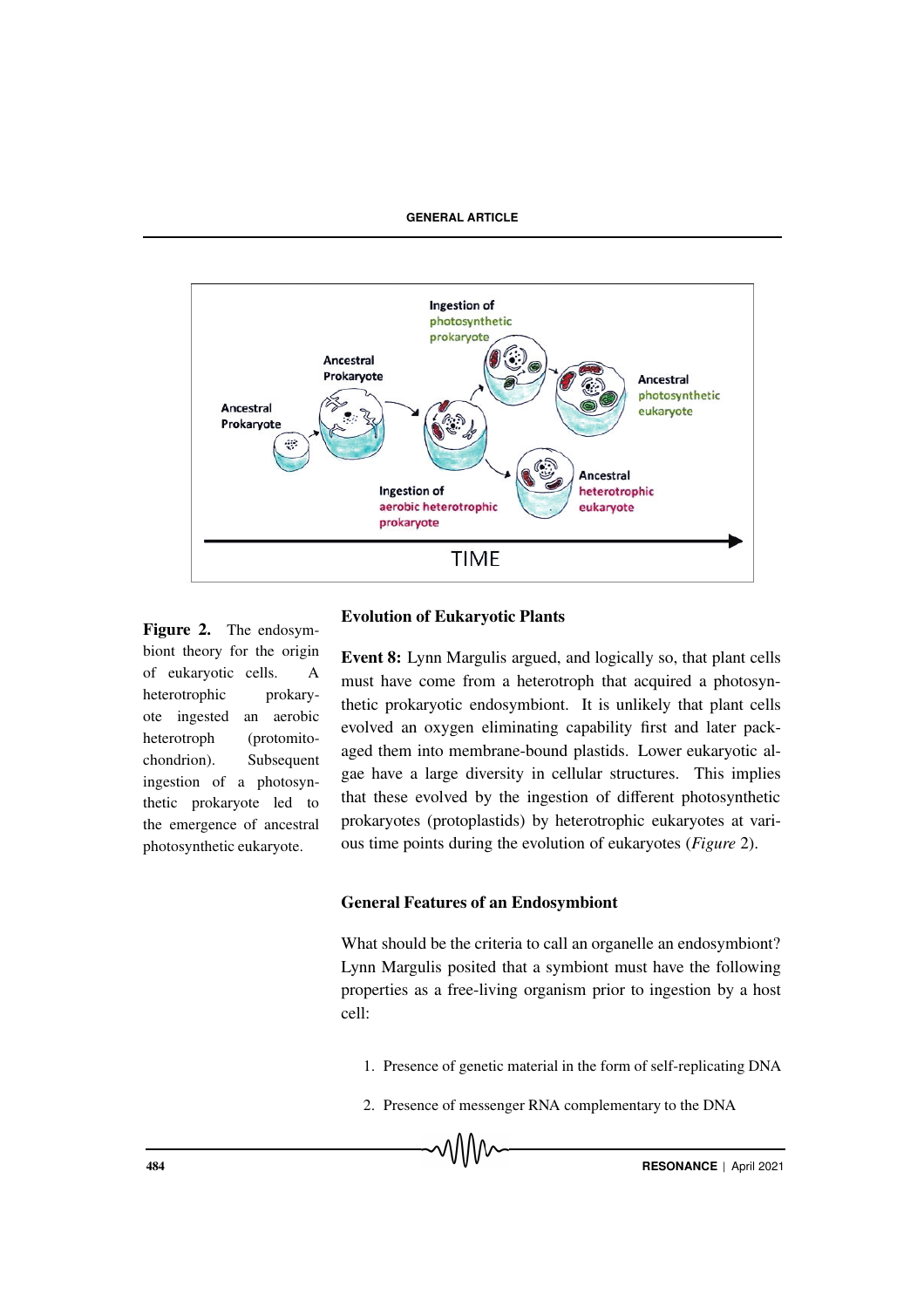Figure 2. The endosymbiont theory for the origin of eukaryotic cells. A heterotrophic prokaryote ingested an aerobic heterotroph (protomitochondrion). Subsequent ingestion of a photosynthetic prokaryote led to the emergence of ancestral photosynthetic eukaryote.

### Evolution of Eukaryotic Plants

**Event 8:** Lynn Margulis argued, and logically so, that plant cells must have come from a heterotroph that acquired a photosynthetic prokaryotic endosymbiont. It is unlikely that plant cells evolved an oxygen eliminating capability first and later packaged them into membrane-bound plastids. Lower eukaryotic algae have a large diversity in cellular structures. This implies that these evolved by the ingestion of different photosynthetic prokaryotes (protoplastids) by heterotrophic eukaryotes at various time points during the evolution of eukaryotes (*Figure* 2).

### General Features of an Endosymbiont

What should be the criteria to call an organelle an endosymbiont? Lynn Margulis posited that a symbiont must have the following properties as a free-living organism prior to ingestion by a host cell:

1. Presence of genetic material in the form of self-replicating DNA
2. Presence of messenger RNA complementary to the DNA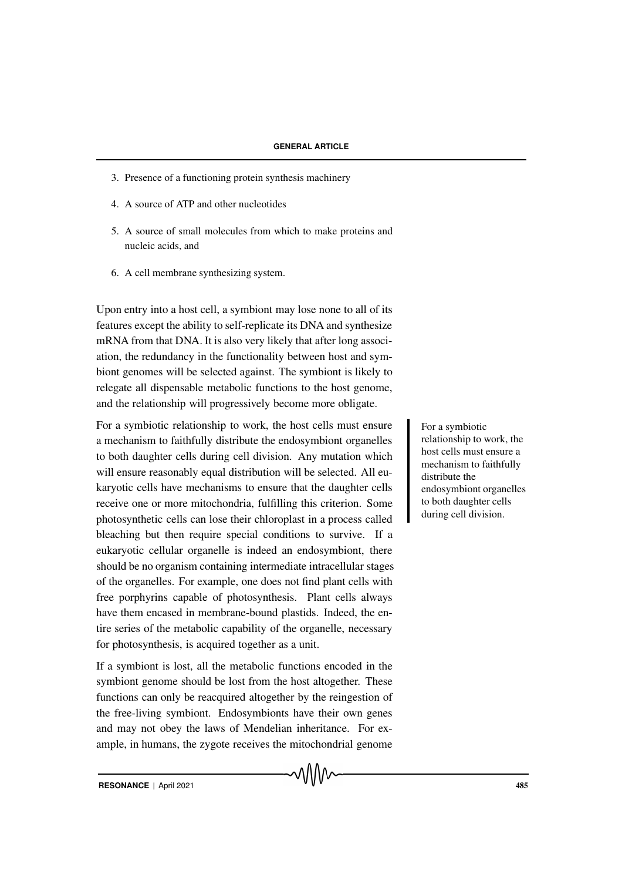3. Presence of a functioning protein synthesis machinery
4. A source of ATP and other nucleotides
5. A source of small molecules from which to make proteins and nucleic acids, and
6. A cell membrane synthesizing system.

Upon entry into a host cell, a symbiont may lose none to all of its features except the ability to self-replicate its DNA and synthesize mRNA from that DNA. It is also very likely that after long association, the redundancy in the functionality between host and symbiont genomes will be selected against. The symbiont is likely to relegate all dispensable metabolic functions to the host genome, and the relationship will progressively become more obligate.

For a symbiotic relationship to work, the host cells must ensure a mechanism to faithfully distribute the endosymbiont organelles to both daughter cells during cell division. Any mutation which will ensure reasonably equal distribution will be selected. All eukaryotic cells have mechanisms to ensure that the daughter cells receive one or more mitochondria, fulfilling this criterion. Some photosynthetic cells can lose their chloroplast in a process called bleaching but then require special conditions to survive. If a eukaryotic cellular organelle is indeed an endosymbiont, there should be no organism containing intermediate intracellular stages of the organelles. For example, one does not find plant cells with free porphyrins capable of photosynthesis. Plant cells always have them encased in membrane-bound plastids. Indeed, the entire series of the metabolic capability of the organelle, necessary for photosynthesis, is acquired together as a unit.

> For a symbiotic relationship to work, the host cells must ensure a mechanism to faithfully distribute the endosymbiont organelles to both daughter cells during cell division.

If a symbiont is lost, all the metabolic functions encoded in the symbiont genome should be lost from the host altogether. These functions can only be reacquired altogether by the reingestion of the free-living symbiont. Endosymbionts have their own genes and may not obey the laws of Mendelian inheritance. For example, in humans, the zygote receives the mitochondrial genome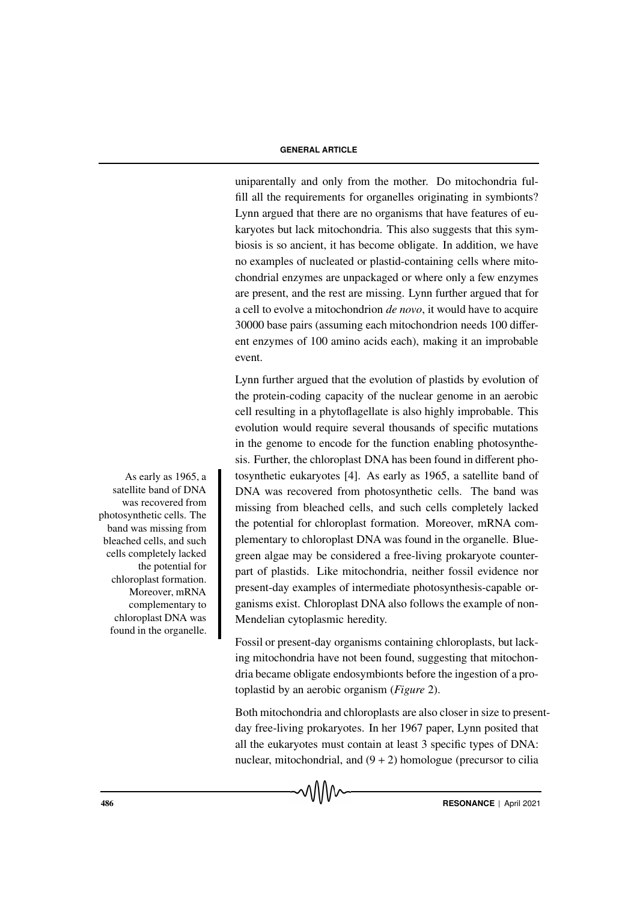uniparentally and only from the mother. Do mitochondria fulfill all the requirements for organelles originating in symbionts? Lynn argued that there are no organisms that have features of eukaryotes but lack mitochondria. This also suggests that this symbiosis is so ancient, it has become obligate. In addition, we have no examples of nucleated or plastid-containing cells where mitochondrial enzymes are unpackaged or where only a few enzymes are present, and the rest are missing. Lynn further argued that for a cell to evolve a mitochondrion *de novo*, it would have to acquire 30000 base pairs (assuming each mitochondrion needs 100 different enzymes of 100 amino acids each), making it an improbable event.

Lynn further argued that the evolution of plastids by evolution of the protein-coding capacity of the nuclear genome in an aerobic cell resulting in a phytoflagellate is also highly improbable. This evolution would require several thousands of specific mutations in the genome to encode for the function enabling photosynthesis. Further, the chloroplast DNA has been found in different photosynthetic eukaryotes [4]. As early as 1965, a satellite band of DNA was recovered from photosynthetic cells. The band was missing from bleached cells, and such cells completely lacked the potential for chloroplast formation. Moreover, mRNA complementary to chloroplast DNA was found in the organelle. Blue-green algae may be considered a free-living prokaryote counterpart of plastids. Like mitochondria, neither fossil evidence nor present-day examples of intermediate photosynthesis-capable organisms exist. Chloroplast DNA also follows the example of non-Mendelian cytoplasmic heredity.

> As early as 1965, a satellite band of DNA was recovered from photosynthetic cells. The band was missing from bleached cells, and such cells completely lacked the potential for chloroplast formation. Moreover, mRNA complementary to chloroplast DNA was found in the organelle.

Fossil or present-day organisms containing chloroplasts, but lacking mitochondria have not been found, suggesting that mitochondria became obligate endosymbionts before the ingestion of a protoplastid by an aerobic organism (*Figure* 2).

Both mitochondria and chloroplasts are also closer in size to present-day free-living prokaryotes. In her 1967 paper, Lynn posited that all the eukaryotes must contain at least 3 specific types of DNA: nuclear, mitochondrial, and (9 + 2) homologue (precursor to cilia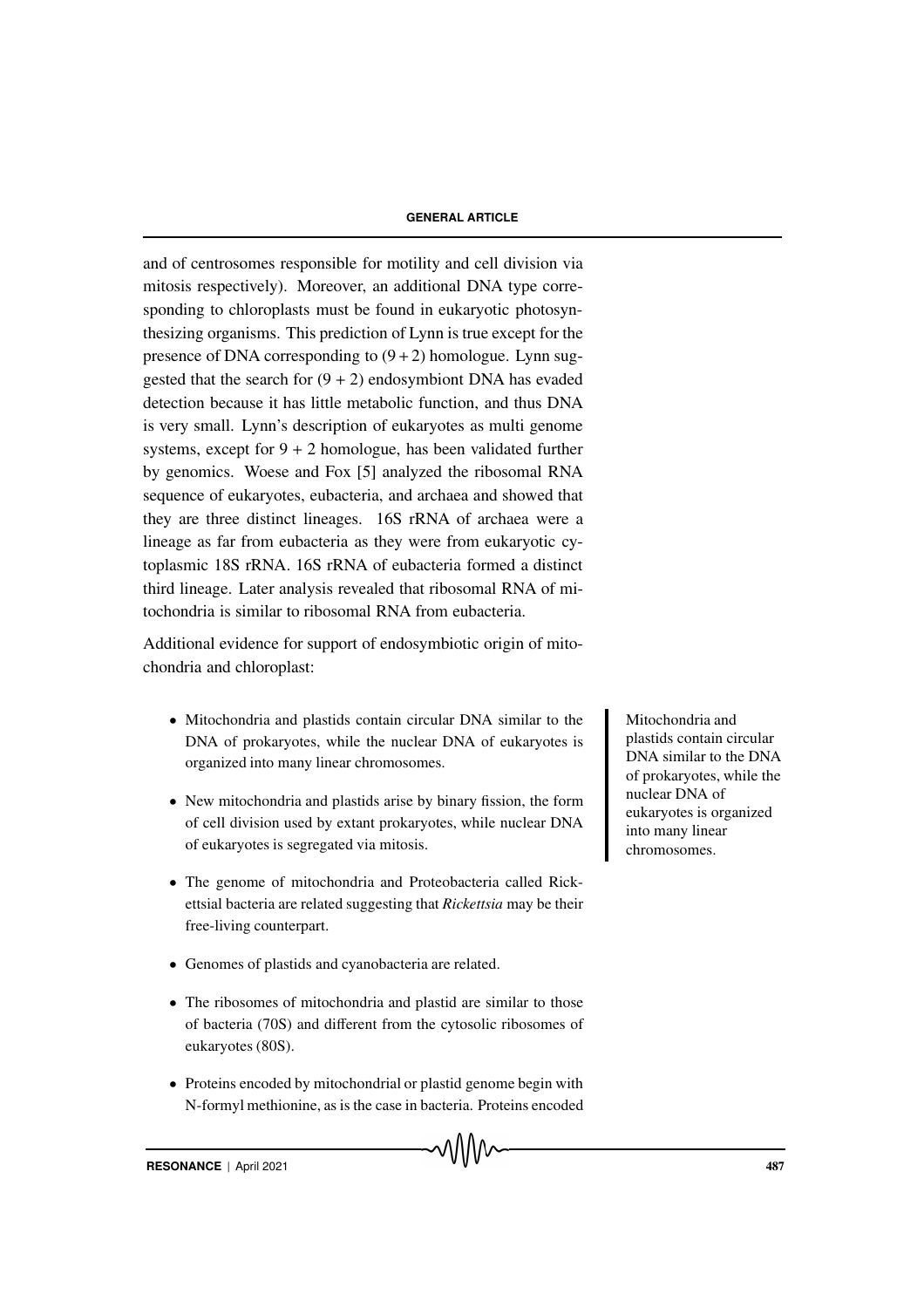and of centrosomes responsible for motility and cell division via mitosis respectively). Moreover, an additional DNA type corresponding to chloroplasts must be found in eukaryotic photosynthesizing organisms. This prediction of Lynn is true except for the presence of DNA corresponding to $(9+2)$ homologue. Lynn suggested that the search for $(9+2)$ endosymbiont DNA has evaded detection because it has little metabolic function, and thus DNA is very small. Lynn's description of eukaryotes as multi genome systems, except for $9+2$ homologue, has been validated further by genomics. Woese and Fox [5] analyzed the ribosomal RNA sequence of eukaryotes, eubacteria, and archaea and showed that they are three distinct lineages. 16S rRNA of archaea were a lineage as far from eubacteria as they were from eukaryotic cytoplasmic 18S rRNA. 16S rRNA of eubacteria formed a distinct third lineage. Later analysis revealed that ribosomal RNA of mitochondria is similar to ribosomal RNA from eubacteria.

Additional evidence for support of endosymbiotic origin of mitochondria and chloroplast:

- Mitochondria and plastids contain circular DNA similar to the DNA of prokaryotes, while the nuclear DNA of eukaryotes is organized into many linear chromosomes.
- New mitochondria and plastids arise by binary fission, the form of cell division used by extant prokaryotes, while nuclear DNA of eukaryotes is segregated via mitosis.
- The genome of mitochondria and Proteobacteria called Rickettsial bacteria are related suggesting that *Rickettsia* may be their free-living counterpart.
- Genomes of plastids and cyanobacteria are related.
- The ribosomes of mitochondria and plastid are similar to those of bacteria (70S) and different from the cytosolic ribosomes of eukaryotes (80S).
- Proteins encoded by mitochondrial or plastid genome begin with N-formyl methionine, as is the case in bacteria. Proteins encoded

> Mitochondria and plastids contain circular DNA similar to the DNA of prokaryotes, while the nuclear DNA of eukaryotes is organized into many linear chromosomes.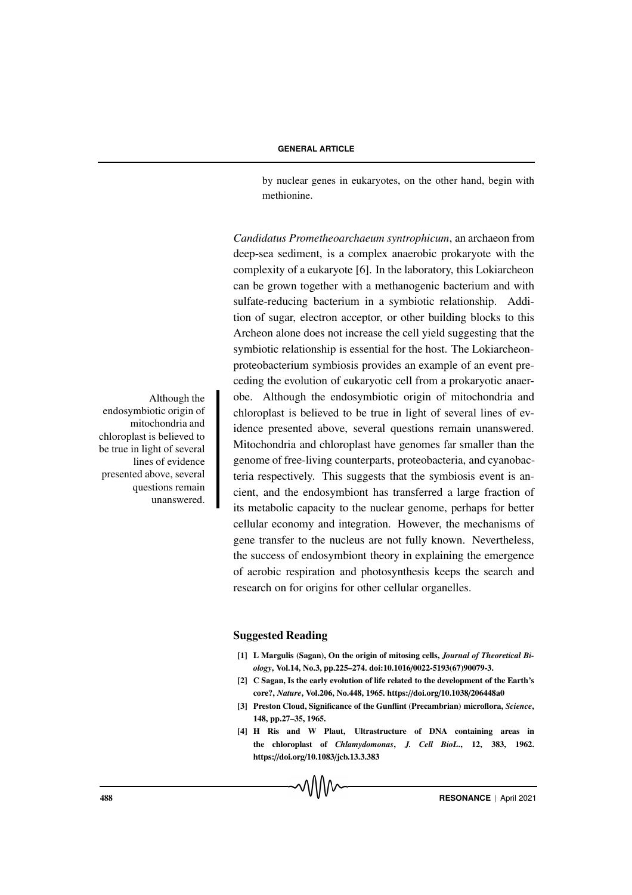by nuclear genes in eukaryotes, on the other hand, begin with methionine.

*Candidatus Prometheoarchaeum syntrophicum*, an archaeon from deep-sea sediment, is a complex anaerobic prokaryote with the complexity of a eukaryote [6]. In the laboratory, this Lokiarcheon can be grown together with a methanogenic bacterium and with sulfate-reducing bacterium in a symbiotic relationship. Addition of sugar, electron acceptor, or other building blocks to this Archeon alone does not increase the cell yield suggesting that the symbiotic relationship is essential for the host. The Lokiarcheon-proteobacterium symbiosis provides an example of an event preceding the evolution of eukaryotic cell from a prokaryotic anaerobe. Although the endosymbiotic origin of mitochondria and chloroplast is believed to be true in light of several lines of evidence presented above, several questions remain unanswered. Mitochondria and chloroplast have genomes far smaller than the genome of free-living counterparts, proteobacteria, and cyanobacteria respectively. This suggests that the symbiosis event is ancient, and the endosymbiont has transferred a large fraction of its metabolic capacity to the nuclear genome, perhaps for better cellular economy and integration. However, the mechanisms of gene transfer to the nucleus are not fully known. Nevertheless, the success of endosymbiont theory in explaining the emergence of aerobic respiration and photosynthesis keeps the search and research on for origins for other cellular organelles.

> Although the endosymbiotic origin of mitochondria and chloroplast is believed to be true in light of several lines of evidence presented above, several questions remain unanswered.

## Suggested Reading

**[1] L Margulis (Sagan), On the origin of mitosing cells, *Journal of Theoretical Biology*, Vol.14, No.3, pp.225–274. doi:10.1016/0022-5193(67)90079-3.**

**[2] C Sagan, Is the early evolution of life related to the development of the Earth's core?, *Nature*, Vol.206, No.448, 1965. https://doi.org/10.1038/206448a0**

**[3] Preston Cloud, Significance of the Gunflint (Precambrian) microflora, *Science*, 148, pp.27–35, 1965.**

**[4] H Ris and W Plaut, Ultrastructure of DNA containing areas in the chloroplast of *Chlamydomonas*, *J. Cell BioL.*, 12, 383, 1962. https://doi.org/10.1083/jcb.13.3.383**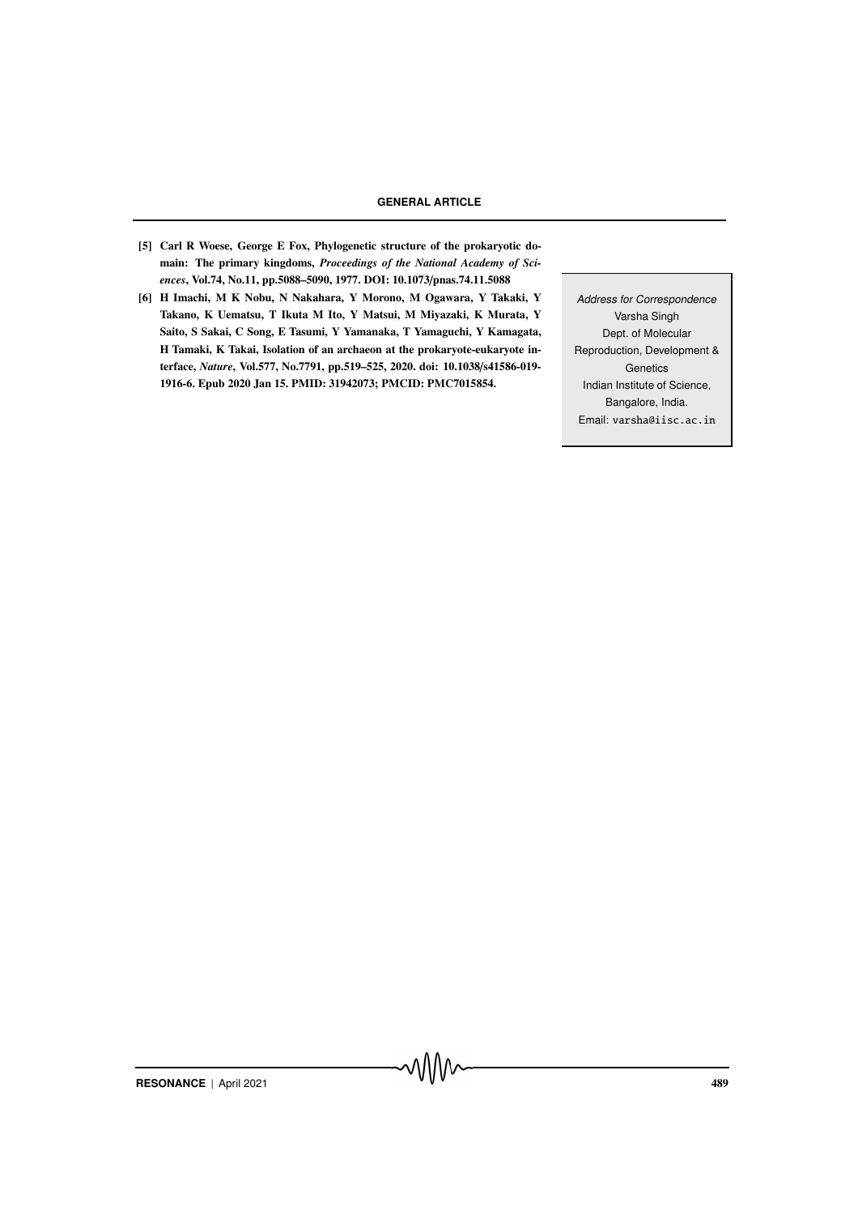**[5] Carl R Woese, George E Fox, Phylogenetic structure of the prokaryotic domain: The primary kingdoms, *Proceedings of the National Academy of Sciences*, Vol.74, No.11, pp.5088–5090, 1977. DOI: 10.1073/pnas.74.11.5088**

**[6] H Imachi, M K Nobu, N Nakahara, Y Morono, M Ogawara, Y Takaki, Y Takano, K Uematsu, T Ikuta M Ito, Y Matsui, M Miyazaki, K Murata, Y Saito, S Sakai, C Song, E Tasumi, Y Yamanaka, T Yamaguchi, Y Kamagata, H Tamaki, K Takai, Isolation of an archaeon at the prokaryote-eukaryote interface, *Nature*, Vol.577, No.7791, pp.519–525, 2020. doi: 10.1038/s41586-019-1916-6. Epub 2020 Jan 15. PMID: 31942073; PMCID: PMC7015854.**

*Address for Correspondence*
Varsha Singh
Dept. of Molecular Reproduction, Development & Genetics
Indian Institute of Science,
Bangalore, India.
Email: varsha@iisc.ac.in